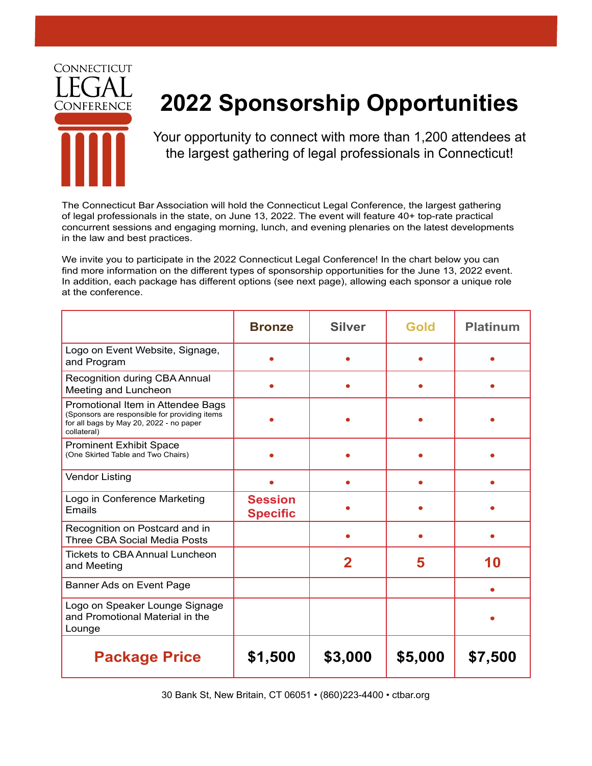Connecticut Legal Conference

# 2022 Sponsorship Opportunities

Your opportunity to connect with more than 1,200 attendees at the largest gathering of legal professionals in Connecticut!

The Connecticut Bar Association will hold the Connecticut Legal Conference, the largest gathering of legal professionals in the state, on June 13, 2022. The event will feature 40+ top-rate practical concurrent sessions and engaging morning, lunch, and evening plenaries on the latest developments in the law and best practices.

We invite you to participate in the 2022 Connecticut Legal Conference! In the chart below you can find more information on the different types of sponsorship opportunities for the June 13, 2022 event. In addition, each package has different options (see next page), allowing each sponsor a unique role at the conference.

| | Bronze | Silver | Gold | Platinum |
|---|---|---|---|---|
| Logo on Event Website, Signage, and Program | • | • | • | • |
| Recognition during CBA Annual Meeting and Luncheon | • | • | • | • |
| Promotional Item in Attendee Bags (Sponsors are responsible for providing items for all bags by May 20, 2022 - no paper collateral) | • | • | • | • |
| Prominent Exhibit Space (One Skirted Table and Two Chairs) | • | • | • | • |
| Vendor Listing | • | • | • | • |
| Logo in Conference Marketing Emails | **Session Specific** | • | • | • |
| Recognition on Postcard and in Three CBA Social Media Posts | | • | • | • |
| Tickets to CBA Annual Luncheon and Meeting | | **2** | **5** | **10** |
| Banner Ads on Event Page | | | | • |
| Logo on Speaker Lounge Signage and Promotional Material in the Lounge | | | | • |
| **Package Price** | **$1,500** | **$3,000** | **$5,000** | **$7,500** |

30 Bank St, New Britain, CT 06051 • (860)223-4400 • ctbar.org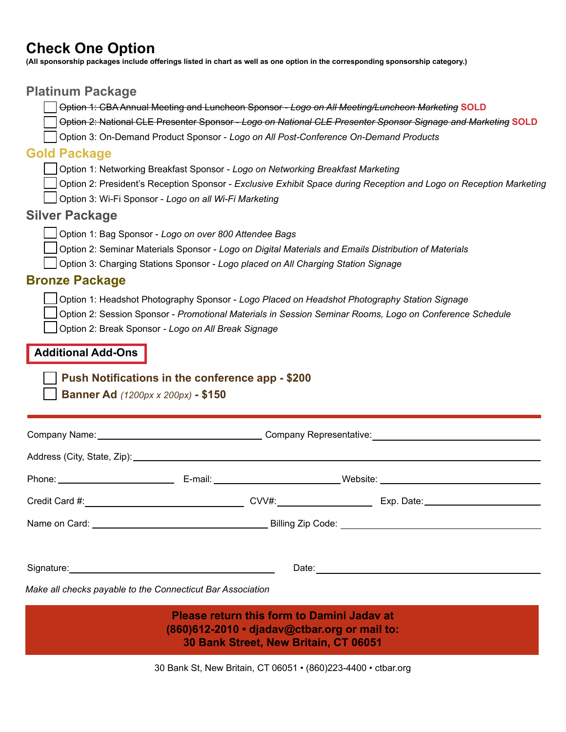# Check One Option

**(All sponsorship packages include offerings listed in chart as well as one option in the corresponding sponsorship category.)**

## Platinum Package

- ☐ ~~Option 1: CBA Annual Meeting and Luncheon Sponsor - *Logo on All Meeting/Luncheon Marketing*~~ **SOLD**
- ☐ ~~Option 2: National CLE Presenter Sponsor - *Logo on National CLE Presenter Sponsor Signage and Marketing*~~ **SOLD**
- ☐ Option 3: On-Demand Product Sponsor - *Logo on All Post-Conference On-Demand Products*

## Gold Package

- ☐ Option 1: Networking Breakfast Sponsor - *Logo on Networking Breakfast Marketing*
- ☐ Option 2: President's Reception Sponsor - *Exclusive Exhibit Space during Reception and Logo on Reception Marketing*
- ☐ Option 3: Wi-Fi Sponsor - *Logo on all Wi-Fi Marketing*

## Silver Package

- ☐ Option 1: Bag Sponsor - *Logo on over 800 Attendee Bags*
- ☐ Option 2: Seminar Materials Sponsor - *Logo on Digital Materials and Emails Distribution of Materials*
- ☐ Option 3: Charging Stations Sponsor - *Logo placed on All Charging Station Signage*

## Bronze Package

- ☐ Option 1: Headshot Photography Sponsor - *Logo Placed on Headshot Photography Station Signage*
- ☐ Option 2: Session Sponsor - *Promotional Materials in Session Seminar Rooms, Logo on Conference Schedule*
- ☐ Option 2: Break Sponsor - *Logo on All Break Signage*

## Additional Add-Ons

- ☐ **Push Notifications in the conference app - $200**
- ☐ **Banner Ad** *(1200px x 200px)* **- $150**

---

Company Name: ______________________ Company Representative: ______________________

Address (City, State, Zip): ______________________________________________

Phone: ________________ E-mail: ________________ Website: ________________

Credit Card #: ______________________ CVV#: ____________ Exp. Date: ______________

Name on Card: ______________________ Billing Zip Code: ______________________

Signature: ______________________ Date: ______________________

*Make all checks payable to the Connecticut Bar Association*

**Please return this form to Damini Jadav at (860)612-2010 • djadav@ctbar.org or mail to: 30 Bank Street, New Britain, CT 06051**

30 Bank St, New Britain, CT 06051 • (860)223-4400 • ctbar.org